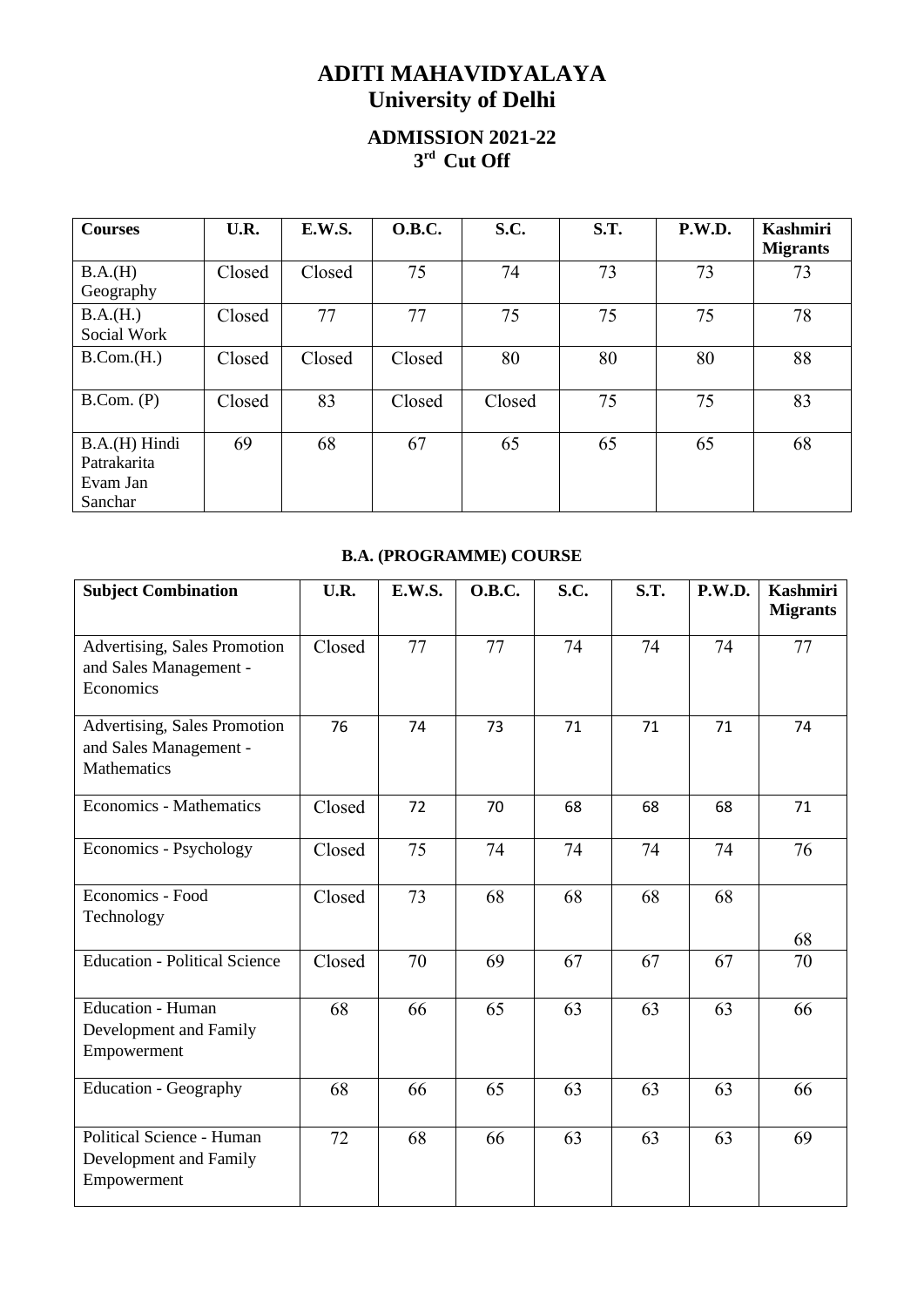# ADITI MAHAVIDYALAYA
# University of Delhi

## ADMISSION 2021-22
## 3rd Cut Off

| Courses | U.R. | E.W.S. | O.B.C. | S.C. | S.T. | P.W.D. | Kashmiri Migrants |
|---|---|---|---|---|---|---|---|
| B.A.(H) Geography | Closed | Closed | 75 | 74 | 73 | 73 | 73 |
| B.A.(H.) Social Work | Closed | 77 | 77 | 75 | 75 | 75 | 78 |
| B.Com.(H.) | Closed | Closed | Closed | 80 | 80 | 80 | 88 |
| B.Com. (P) | Closed | 83 | Closed | Closed | 75 | 75 | 83 |
| B.A.(H) Hindi Patrakarita Evam Jan Sanchar | 69 | 68 | 67 | 65 | 65 | 65 | 68 |

### B.A. (PROGRAMME) COURSE

| Subject Combination | U.R. | E.W.S. | O.B.C. | S.C. | S.T. | P.W.D. | Kashmiri Migrants |
|---|---|---|---|---|---|---|---|
| Advertising, Sales Promotion and Sales Management - Economics | Closed | 77 | 77 | 74 | 74 | 74 | 77 |
| Advertising, Sales Promotion and Sales Management - Mathematics | 76 | 74 | 73 | 71 | 71 | 71 | 74 |
| Economics - Mathematics | Closed | 72 | 70 | 68 | 68 | 68 | 71 |
| Economics - Psychology | Closed | 75 | 74 | 74 | 74 | 74 | 76 |
| Economics - Food Technology | Closed | 73 | 68 | 68 | 68 | 68 | 68 |
| Education - Political Science | Closed | 70 | 69 | 67 | 67 | 67 | 70 |
| Education - Human Development and Family Empowerment | 68 | 66 | 65 | 63 | 63 | 63 | 66 |
| Education - Geography | 68 | 66 | 65 | 63 | 63 | 63 | 66 |
| Political Science - Human Development and Family Empowerment | 72 | 68 | 66 | 63 | 63 | 63 | 69 |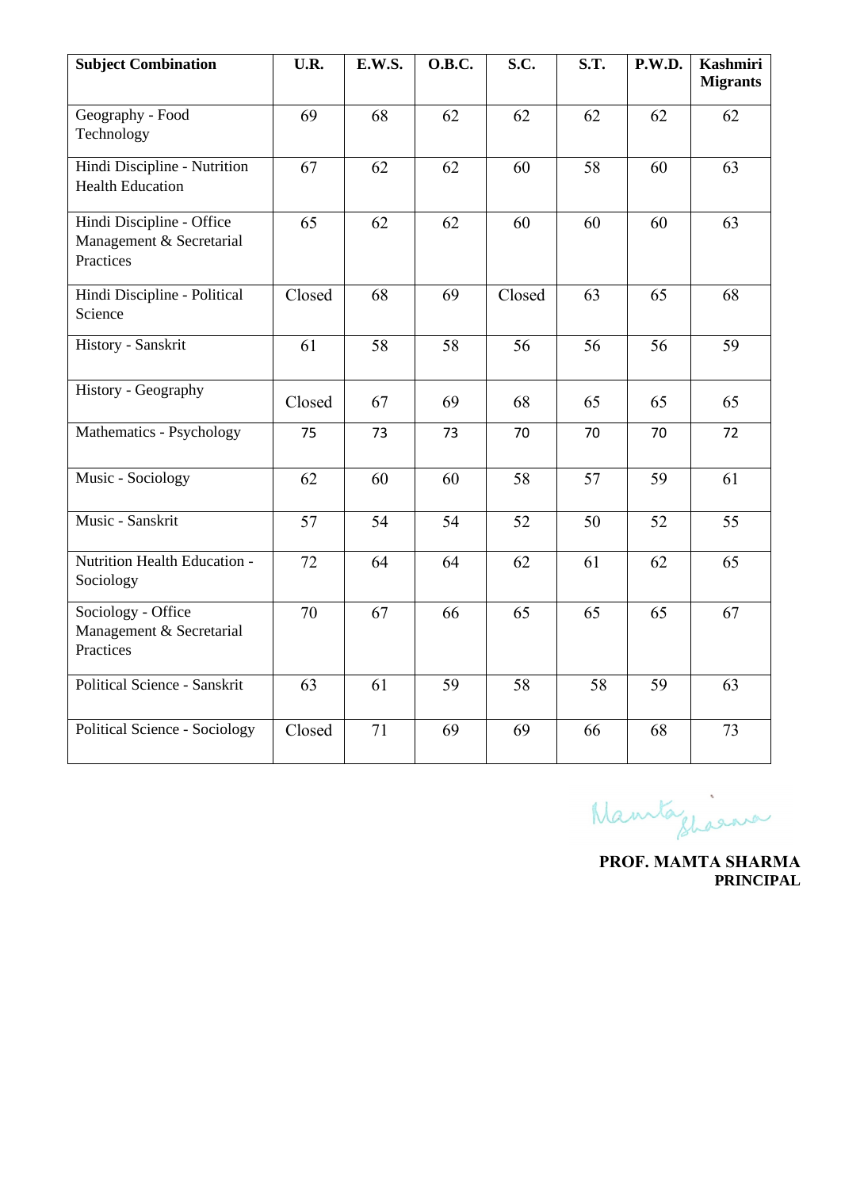| Subject Combination | U.R. | E.W.S. | O.B.C. | S.C. | S.T. | P.W.D. | Kashmiri Migrants |
|---|---|---|---|---|---|---|---|
| Geography - Food Technology | 69 | 68 | 62 | 62 | 62 | 62 | 62 |
| Hindi Discipline - Nutrition Health Education | 67 | 62 | 62 | 60 | 58 | 60 | 63 |
| Hindi Discipline - Office Management & Secretarial Practices | 65 | 62 | 62 | 60 | 60 | 60 | 63 |
| Hindi Discipline - Political Science | Closed | 68 | 69 | Closed | 63 | 65 | 68 |
| History - Sanskrit | 61 | 58 | 58 | 56 | 56 | 56 | 59 |
| History - Geography | Closed | 67 | 69 | 68 | 65 | 65 | 65 |
| Mathematics - Psychology | 75 | 73 | 73 | 70 | 70 | 70 | 72 |
| Music - Sociology | 62 | 60 | 60 | 58 | 57 | 59 | 61 |
| Music - Sanskrit | 57 | 54 | 54 | 52 | 50 | 52 | 55 |
| Nutrition Health Education - Sociology | 72 | 64 | 64 | 62 | 61 | 62 | 65 |
| Sociology - Office Management & Secretarial Practices | 70 | 67 | 66 | 65 | 65 | 65 | 67 |
| Political Science - Sanskrit | 63 | 61 | 59 | 58 | 58 | 59 | 63 |
| Political Science - Sociology | Closed | 71 | 69 | 69 | 66 | 68 | 73 |

Mamta Sharma

**PROF. MAMTA SHARMA**
**PRINCIPAL**